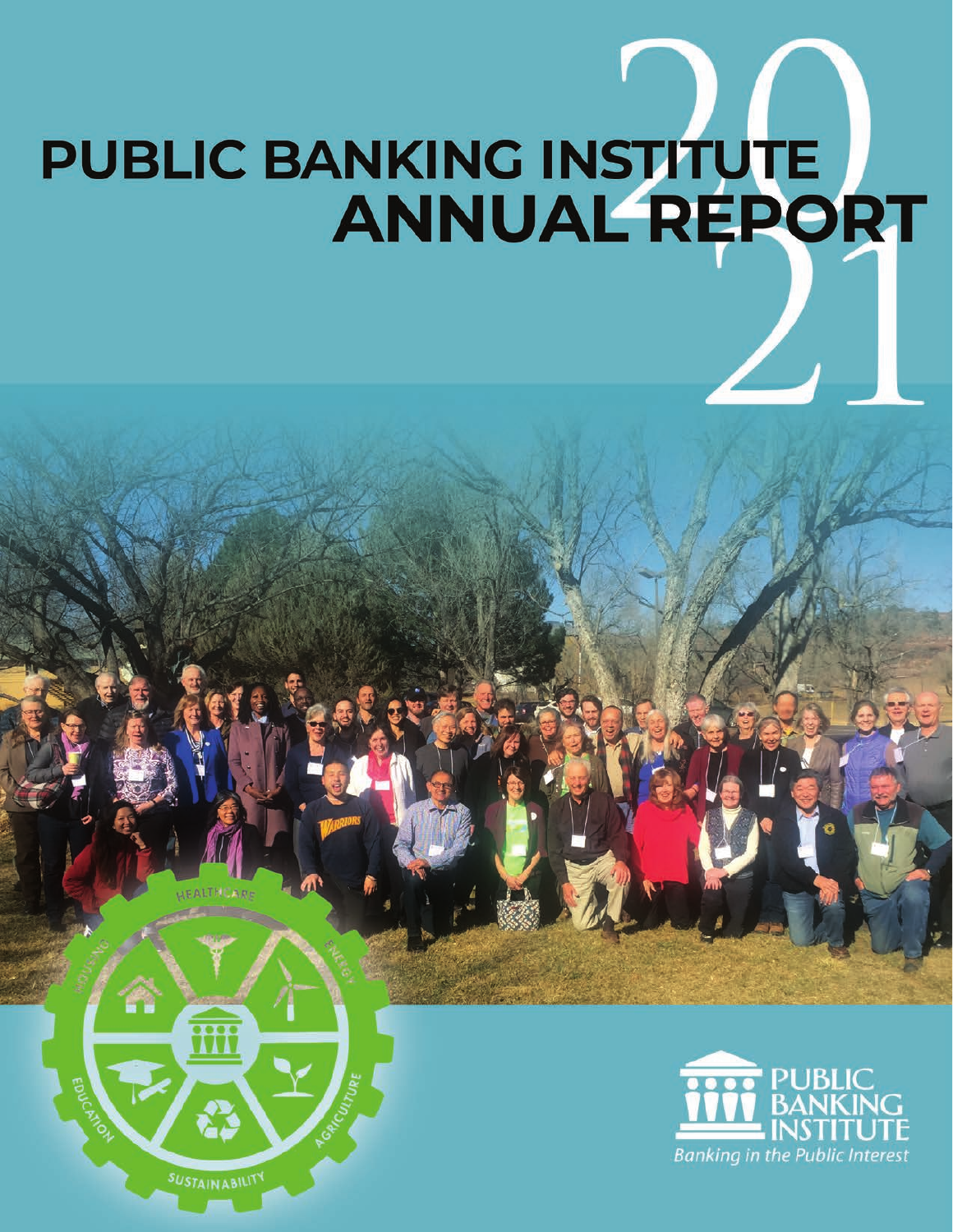# PUBLIC BANKING INSTITUTE ANNUAL REPORT 2021

PUBLIC BANKING INSTITUTE

*Banking in the Public Interest*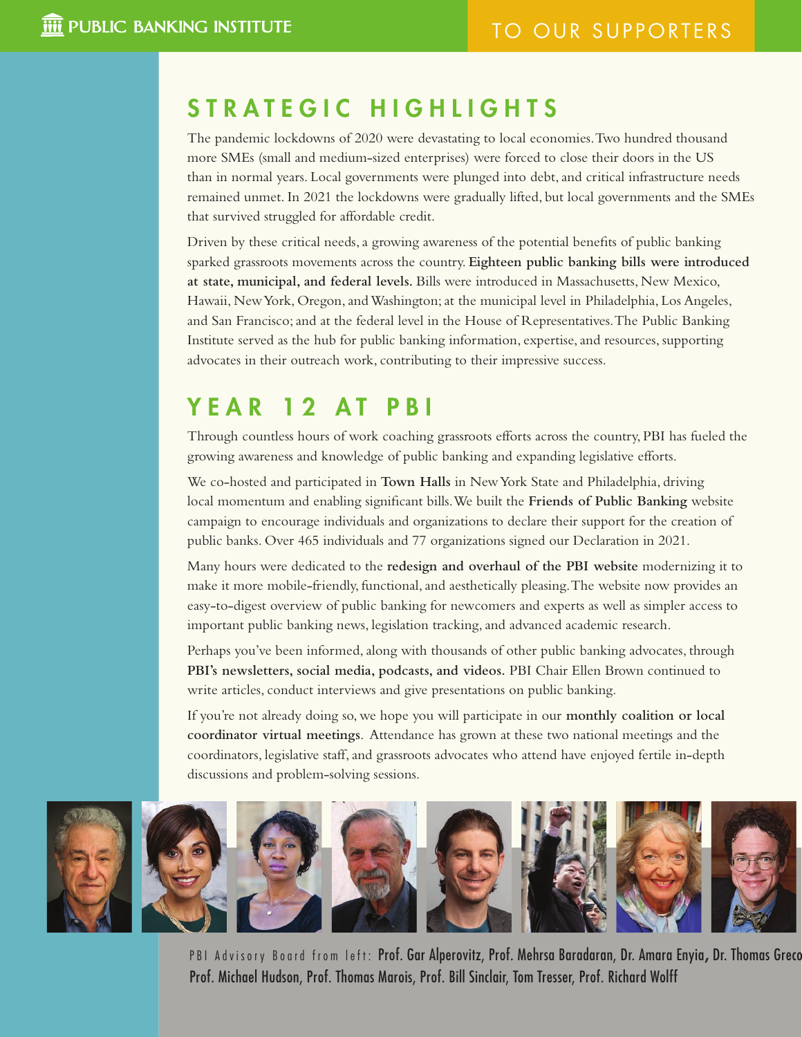## STRATEGIC HIGHLIGHTS

The pandemic lockdowns of 2020 were devastating to local economies. Two hundred thousand more SMEs (small and medium-sized enterprises) were forced to close their doors in the US than in normal years. Local governments were plunged into debt, and critical infrastructure needs remained unmet. In 2021 the lockdowns were gradually lifted, but local governments and the SMEs that survived struggled for affordable credit.

Driven by these critical needs, a growing awareness of the potential benefits of public banking sparked grassroots movements across the country. **Eighteen public banking bills were introduced at state, municipal, and federal levels.** Bills were introduced in Massachusetts, New Mexico, Hawaii, New York, Oregon, and Washington; at the municipal level in Philadelphia, Los Angeles, and San Francisco; and at the federal level in the House of Representatives. The Public Banking Institute served as the hub for public banking information, expertise, and resources, supporting advocates in their outreach work, contributing to their impressive success.

## YEAR 12 AT PBI

Through countless hours of work coaching grassroots efforts across the country, PBI has fueled the growing awareness and knowledge of public banking and expanding legislative efforts.

We co-hosted and participated in **Town Halls** in New York State and Philadelphia, driving local momentum and enabling significant bills. We built the **Friends of Public Banking** website campaign to encourage individuals and organizations to declare their support for the creation of public banks. Over 465 individuals and 77 organizations signed our Declaration in 2021.

Many hours were dedicated to the **redesign and overhaul of the PBI website** modernizing it to make it more mobile-friendly, functional, and aesthetically pleasing. The website now provides an easy-to-digest overview of public banking for newcomers and experts as well as simpler access to important public banking news, legislation tracking, and advanced academic research.

Perhaps you've been informed, along with thousands of other public banking advocates, through **PBI's newsletters, social media, podcasts, and videos.** PBI Chair Ellen Brown continued to write articles, conduct interviews and give presentations on public banking.

If you're not already doing so, we hope you will participate in our **monthly coalition or local coordinator virtual meetings**. Attendance has grown at these two national meetings and the coordinators, legislative staff, and grassroots advocates who attend have enjoyed fertile in-depth discussions and problem-solving sessions.

PBI Advisory Board from left: **Prof. Gar Alperovitz, Prof. Mehrsa Baradaran, Dr. Amara Enyia, Dr. Thomas Greco Prof. Michael Hudson, Prof. Thomas Marois, Prof. Bill Sinclair, Tom Tresser, Prof. Richard Wolff**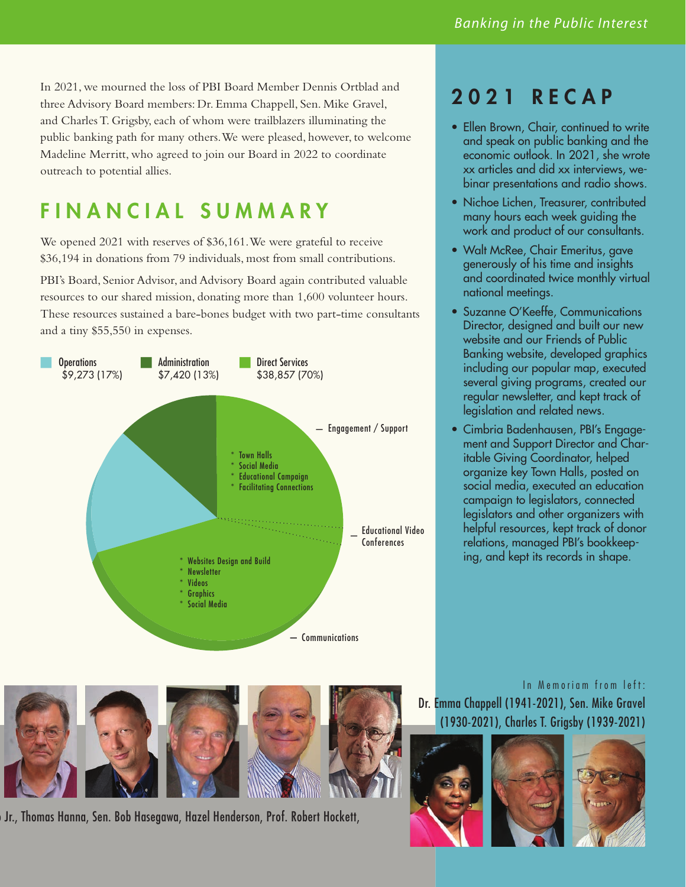In 2021, we mourned the loss of PBI Board Member Dennis Ortblad and three Advisory Board members: Dr. Emma Chappell, Sen. Mike Gravel, and Charles T. Grigsby, each of whom were trailblazers illuminating the public banking path for many others. We were pleased, however, to welcome Madeline Merritt, who agreed to join our Board in 2022 to coordinate outreach to potential allies.

## FINANCIAL SUMMARY

We opened 2021 with reserves of $36,161. We were grateful to receive $36,194 in donations from 79 individuals, most from small contributions.

PBI's Board, Senior Advisor, and Advisory Board again contributed valuable resources to our shared mission, donating more than 1,600 volunteer hours. These resources sustained a bare-bones budget with two part-time consultants and a tiny $55,550 in expenses.

Operations $9,273 (17%) | Administration $7,420 (13%) | Direct Services $38,857 (70%)

— Engagement / Support
* Town Halls
* Social Media
* Educational Campaign
* Facilitating Connections

— Educational Video Conferences

— Communications
* Websites Design and Build
* Newsletter
* Videos
* Graphics
* Social Media

## 2021 RECAP

- Ellen Brown, Chair, continued to write and speak on public banking and the economic outlook. In 2021, she wrote xx articles and did xx interviews, webinar presentations and radio shows.
- Nichoe Lichen, Treasurer, contributed many hours each week guiding the work and product of our consultants.
- Walt McRee, Chair Emeritus, gave generously of his time and insights and coordinated twice monthly virtual national meetings.
- Suzanne O'Keeffe, Communications Director, designed and built our new website and our Friends of Public Banking website, developed graphics including our popular map, executed several giving programs, created our regular newsletter, and kept track of legislation and related news.
- Cimbria Badenhausen, PBI's Engagement and Support Director and Charitable Giving Coordinator, helped organize key Town Halls, posted on social media, executed an education campaign to legislators, connected legislators and other organizers with helpful resources, kept track of donor relations, managed PBI's bookkeeping, and kept its records in shape.

...Jr., Thomas Hanna, Sen. Bob Hasegawa, Hazel Henderson, Prof. Robert Hockett,

In Memoriam from left:
Dr. Emma Chappell (1941-2021), Sen. Mike Gravel (1930-2021), Charles T. Grigsby (1939-2021)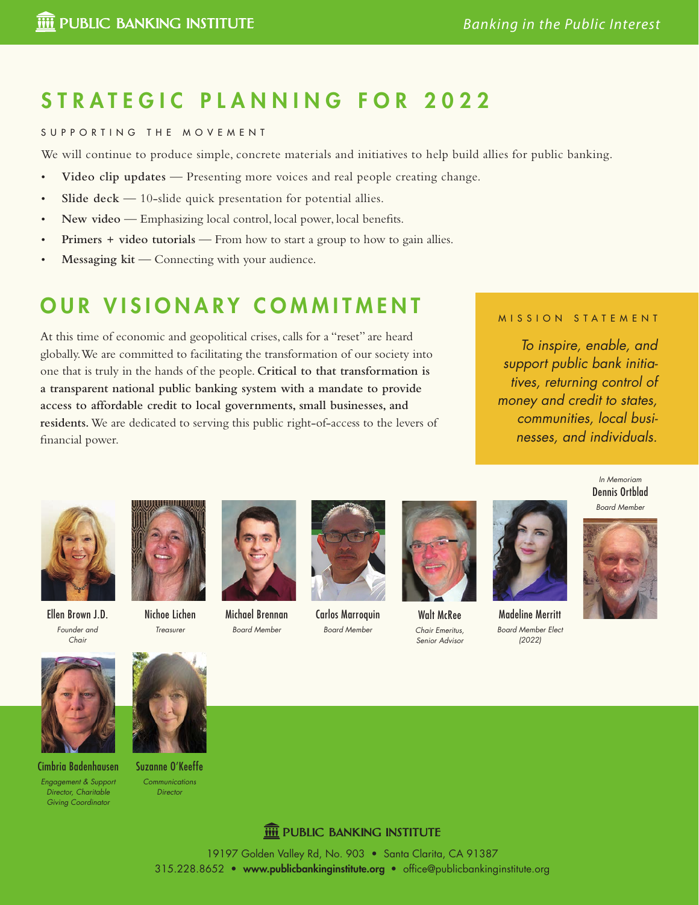# STRATEGIC PLANNING FOR 2022

SUPPORTING THE MOVEMENT

We will continue to produce simple, concrete materials and initiatives to help build allies for public banking.

- **Video clip updates** — Presenting more voices and real people creating change.
- **Slide deck** — 10-slide quick presentation for potential allies.
- **New video** — Emphasizing local control, local power, local benefits.
- **Primers + video tutorials** — From how to start a group to how to gain allies.
- **Messaging kit** — Connecting with your audience.

# OUR VISIONARY COMMITMENT

At this time of economic and geopolitical crises, calls for a "reset" are heard globally. We are committed to facilitating the transformation of our society into one that is truly in the hands of the people. **Critical to that transformation is a transparent national public banking system with a mandate to provide access to affordable credit to local governments, small businesses, and residents.** We are dedicated to serving this public right-of-access to the levers of financial power.

MISSION STATEMENT

*To inspire, enable, and support public bank initiatives, returning control of money and credit to states, communities, local businesses, and individuals.*

Ellen Brown J.D.
*Founder and Chair*

Nichoe Lichen
*Treasurer*

Michael Brennan
*Board Member*

Carlos Marroquin
*Board Member*

Walt McRee
*Chair Emeritus, Senior Advisor*

Madeline Merritt
*Board Member Elect (2022)*

*In Memoriam*
Dennis Ortblad
*Board Member*

Cimbria Badenhausen
*Engagement & Support Director, Charitable Giving Coordinator*

Suzanne O'Keeffe
*Communications Director*

PUBLIC BANKING INSTITUTE

19197 Golden Valley Rd, No. 903 • Santa Clarita, CA 91387
315.228.8652 • **www.publicbankinginstitute.org** • office@publicbankinginstitute.org